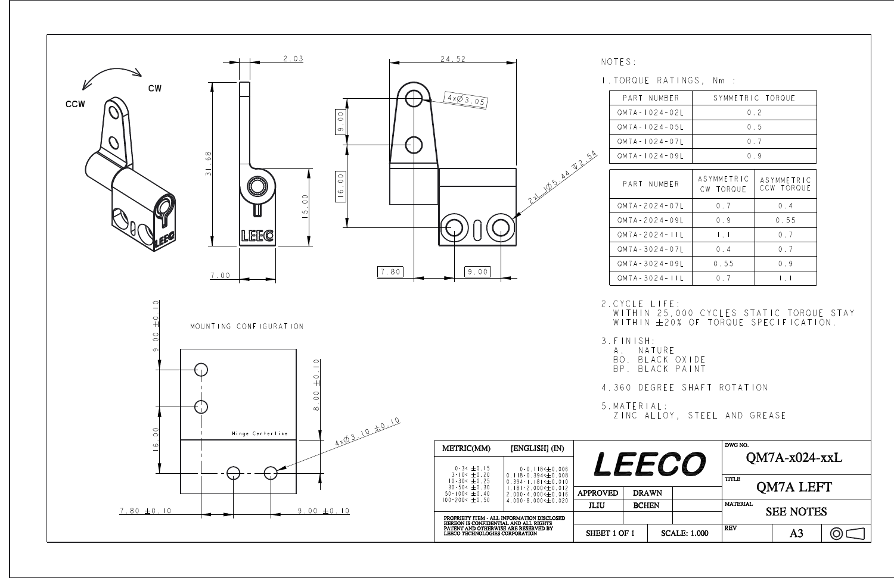CCW

CW

2.03

31.68

15.00

7.00

LEEC

24.52

4x Ø3.05

9.00

16.00

2xL Ø5.44 ↧2.54

7.80

9.00

MOUNTING CONFIGURATION

9.00 ±0.10

16.00

8.00 ±0.10

Hinge Centerline

4xØ3.10 ±0.10

7.80 ±0.10

9.00 ±0.10

NOTES:

1. TORQUE RATINGS, Nm :

| PART NUMBER | SYMMETRIC TORQUE |
|---|---|
| QM7A-1024-02L | 0.2 |
| QM7A-1024-05L | 0.5 |
| QM7A-1024-07L | 0.7 |
| QM7A-1024-09L | 0.9 |

| PART NUMBER | ASYMMETRIC CW TORQUE | ASYMMETRIC CCW TORQUE |
|---|---|---|
| QM7A-2024-07L | 0.7 | 0.4 |
| QM7A-2024-09L | 0.9 | 0.55 |
| QM7A-2024-11L | 1.1 | 0.7 |
| QM7A-3024-07L | 0.4 | 0.7 |
| QM7A-3024-09L | 0.55 | 0.9 |
| QM7A-3024-11L | 0.7 | 1.1 |

2. CYCLE LIFE:
WITHIN 25,000 CYCLES STATIC TORQUE STAY WITHIN ±20% OF TORQUE SPECIFICATION.

3. FINISH:
A. NATURE
BO. BLACK OXIDE
BP. BLACK PAINT

4. 360 DEGREE SHAFT ROTATION

5. MATERIAL:
ZINC ALLOY, STEEL AND GREASE

| METRIC(MM) | [ENGLISH] (IN) |
|---|---|
| 0-3< ±0.15 | 0-0.118< ±0.006 |
| 3-10< ±0.20 | 0.118-0.394< ±0.008 |
| 10-30< ±0.25 | 0.394-1.181< ±0.010 |
| 30-50< ±0.30 | 1.181-2.000< ±0.012 |
| 50-100< ±0.40 | 2.000-4.000< ±0.016 |
| 100-200< ±0.50 | 4.000-8.000< ±0.020 |

PROPRIETY ITEM - ALL INFORMATION DISCLOSED HEREON IS CONFIDENTIAL AND ALL RIGHTS PATENT AND OTHERWISE ARE RESERVED BY LEECO TECHNOLOGIES CORPORATION

LEECO

| APPROVED | DRAWN |
|---|---|
| JLIU | BCHEN |

SHEET 1 OF 1 | SCALE: 1.000

DWG NO. QM7A-x024-xxL

TITLE QM7A LEFT

MATERIAL SEE NOTES

REV A3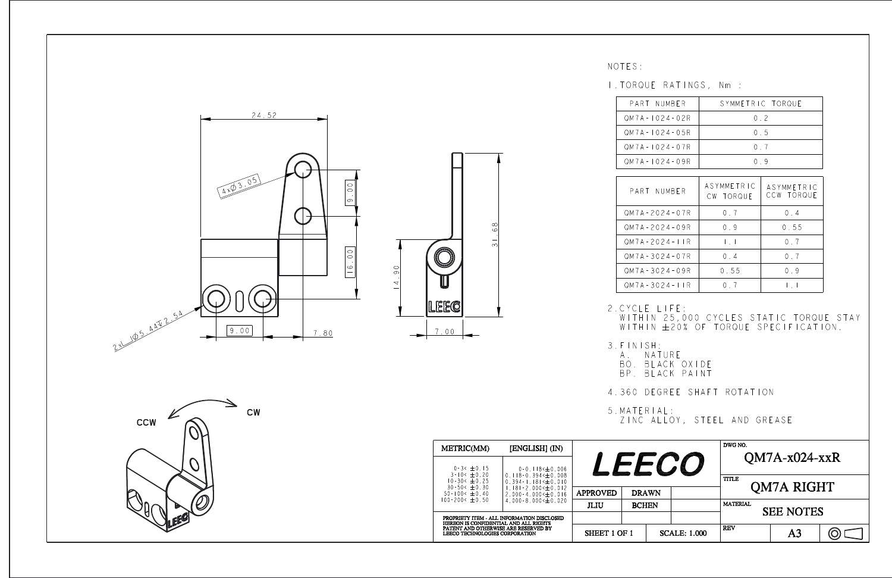NOTES:

1. TORQUE RATINGS, Nm :

| PART NUMBER | SYMMETRIC TORQUE |
|---|---|
| QM7A-1024-02R | 0.2 |
| QM7A-1024-05R | 0.5 |
| QM7A-1024-07R | 0.7 |
| QM7A-1024-09R | 0.9 |

| PART NUMBER | ASYMMETRIC CW TORQUE | ASYMMETRIC CCW TORQUE |
|---|---|---|
| QM7A-2024-07R | 0.7 | 0.4 |
| QM7A-2024-09R | 0.9 | 0.55 |
| QM7A-2024-11R | 1.1 | 0.7 |
| QM7A-3024-07R | 0.4 | 0.7 |
| QM7A-3024-09R | 0.55 | 0.9 |
| QM7A-3024-11R | 0.7 | 1.1 |

2. CYCLE LIFE:
   WITHIN 25,000 CYCLES STATIC TORQUE STAY WITHIN ±20% OF TORQUE SPECIFICATION.

3. FINISH:
   A. NATURE
   BO. BLACK OXIDE
   BP. BLACK PAINT

4. 360 DEGREE SHAFT ROTATION

5. MATERIAL:
   ZINC ALLOY, STEEL AND GREASE

24.52

4xØ3.05

9.00

16.00

2xL⌴Ø5.44↧2.54

9.00

7.80

31.68

14.90

7.00

CCW

CW

| METRIC(MM) | [ENGLISH] (IN) |
|---|---|
| 0-3< ±0.15 | 0-0.118<±0.006 |
| 3-10< ±0.20 | 0.118-0.394<±0.008 |
| 10-30< ±0.25 | 0.394-1.181<±0.010 |
| 30-50< ±0.30 | 1.181-2.000<±0.012 |
| 50-100< ±0.40 | 2.000-4.000<±0.016 |
| 100-200< ±0.50 | 4.000-8.000<±0.020 |

PROPRIETY ITEM - ALL INFORMATION DISCLOSED HEREON IS CONFIDENTIAL AND ALL RIGHTS PATENT AND OTHERWISE ARE RESERVED BY LEECO TECHNOLOGIES CORPORATION

LEECO

| APPROVED | DRAWN |
|---|---|
| JLIU | BCHEN |

SHEET 1 OF 1 | SCALE: 1.000

DWG NO. QM7A-x024-xxR

TITLE QM7A RIGHT

MATERIAL SEE NOTES

REV A3